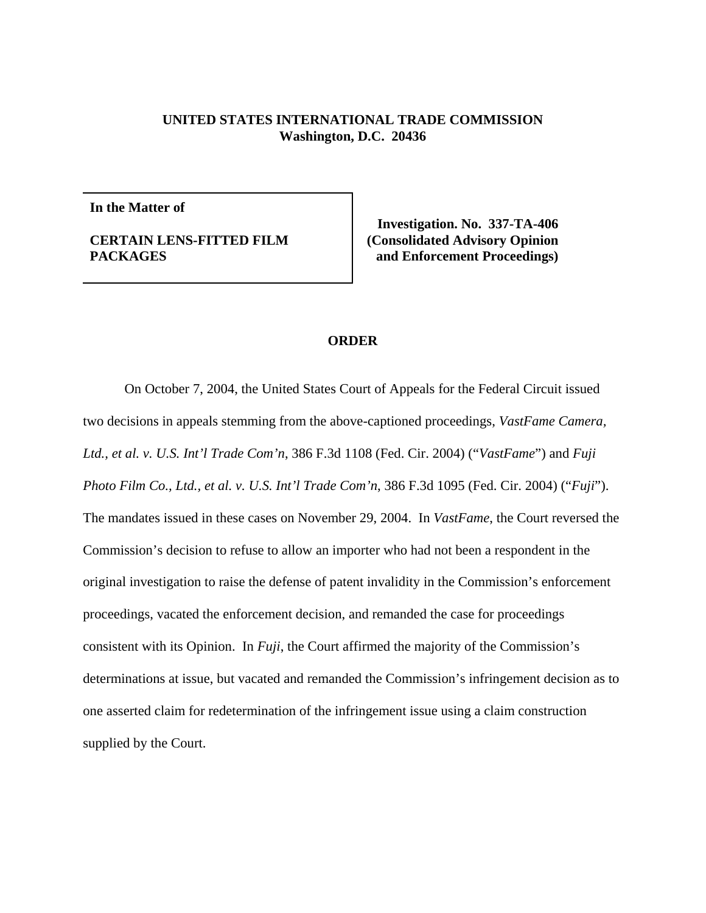**UNITED STATES INTERNATIONAL TRADE COMMISSION**
**Washington, D.C. 20436**

| **In the Matter of**<br><br>**CERTAIN LENS-FITTED FILM PACKAGES** | **Investigation. No. 337-TA-406 (Consolidated Advisory Opinion and Enforcement Proceedings)** |
|---|---|

## ORDER

On October 7, 2004, the United States Court of Appeals for the Federal Circuit issued two decisions in appeals stemming from the above-captioned proceedings, *VastFame Camera, Ltd., et al. v. U.S. Int'l Trade Com'n*, 386 F.3d 1108 (Fed. Cir. 2004) ("*VastFame*") and *Fuji Photo Film Co., Ltd., et al. v. U.S. Int'l Trade Com'n*, 386 F.3d 1095 (Fed. Cir. 2004) ("*Fuji*"). The mandates issued in these cases on November 29, 2004. In *VastFame*, the Court reversed the Commission's decision to refuse to allow an importer who had not been a respondent in the original investigation to raise the defense of patent invalidity in the Commission's enforcement proceedings, vacated the enforcement decision, and remanded the case for proceedings consistent with its Opinion. In *Fuji*, the Court affirmed the majority of the Commission's determinations at issue, but vacated and remanded the Commission's infringement decision as to one asserted claim for redetermination of the infringement issue using a claim construction supplied by the Court.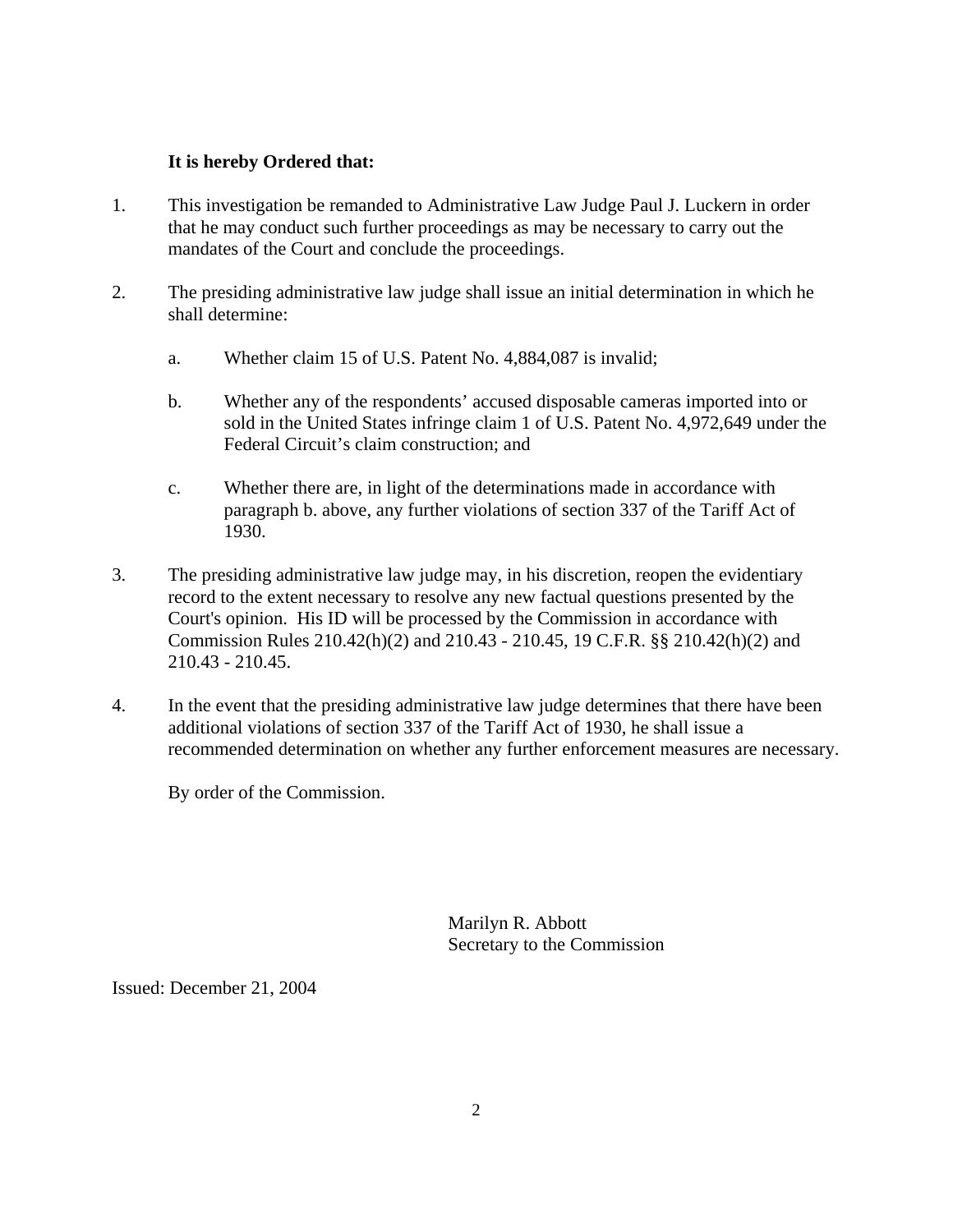**It is hereby Ordered that:**

1. This investigation be remanded to Administrative Law Judge Paul J. Luckern in order that he may conduct such further proceedings as may be necessary to carry out the mandates of the Court and conclude the proceedings.

2. The presiding administrative law judge shall issue an initial determination in which he shall determine:

   a. Whether claim 15 of U.S. Patent No. 4,884,087 is invalid;

   b. Whether any of the respondents' accused disposable cameras imported into or sold in the United States infringe claim 1 of U.S. Patent No. 4,972,649 under the Federal Circuit's claim construction; and

   c. Whether there are, in light of the determinations made in accordance with paragraph b. above, any further violations of section 337 of the Tariff Act of 1930.

3. The presiding administrative law judge may, in his discretion, reopen the evidentiary record to the extent necessary to resolve any new factual questions presented by the Court's opinion. His ID will be processed by the Commission in accordance with Commission Rules 210.42(h)(2) and 210.43 - 210.45, 19 C.F.R. §§ 210.42(h)(2) and 210.43 - 210.45.

4. In the event that the presiding administrative law judge determines that there have been additional violations of section 337 of the Tariff Act of 1930, he shall issue a recommended determination on whether any further enforcement measures are necessary.

By order of the Commission.

Marilyn R. Abbott
Secretary to the Commission

Issued: December 21, 2004